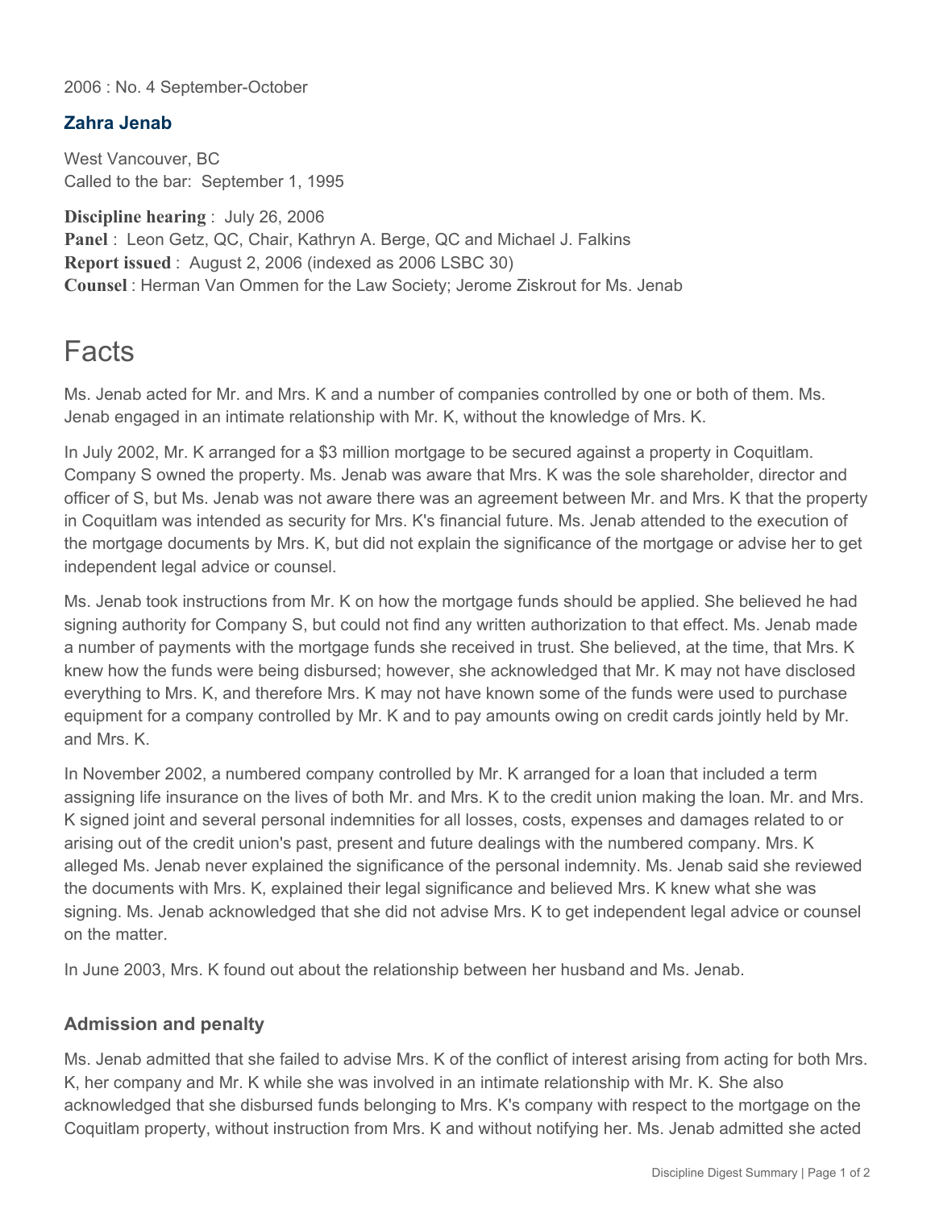2006 : No. 4 September-October

## Zahra Jenab

West Vancouver, BC
Called to the bar: September 1, 1995

**Discipline hearing** : July 26, 2006
**Panel** : Leon Getz, QC, Chair, Kathryn A. Berge, QC and Michael J. Falkins
**Report issued** : August 2, 2006 (indexed as 2006 LSBC 30)
**Counsel** : Herman Van Ommen for the Law Society; Jerome Ziskrout for Ms. Jenab

# Facts

Ms. Jenab acted for Mr. and Mrs. K and a number of companies controlled by one or both of them. Ms. Jenab engaged in an intimate relationship with Mr. K, without the knowledge of Mrs. K.

In July 2002, Mr. K arranged for a $3 million mortgage to be secured against a property in Coquitlam. Company S owned the property. Ms. Jenab was aware that Mrs. K was the sole shareholder, director and officer of S, but Ms. Jenab was not aware there was an agreement between Mr. and Mrs. K that the property in Coquitlam was intended as security for Mrs. K's financial future. Ms. Jenab attended to the execution of the mortgage documents by Mrs. K, but did not explain the significance of the mortgage or advise her to get independent legal advice or counsel.

Ms. Jenab took instructions from Mr. K on how the mortgage funds should be applied. She believed he had signing authority for Company S, but could not find any written authorization to that effect. Ms. Jenab made a number of payments with the mortgage funds she received in trust. She believed, at the time, that Mrs. K knew how the funds were being disbursed; however, she acknowledged that Mr. K may not have disclosed everything to Mrs. K, and therefore Mrs. K may not have known some of the funds were used to purchase equipment for a company controlled by Mr. K and to pay amounts owing on credit cards jointly held by Mr. and Mrs. K.

In November 2002, a numbered company controlled by Mr. K arranged for a loan that included a term assigning life insurance on the lives of both Mr. and Mrs. K to the credit union making the loan. Mr. and Mrs. K signed joint and several personal indemnities for all losses, costs, expenses and damages related to or arising out of the credit union's past, present and future dealings with the numbered company. Mrs. K alleged Ms. Jenab never explained the significance of the personal indemnity. Ms. Jenab said she reviewed the documents with Mrs. K, explained their legal significance and believed Mrs. K knew what she was signing. Ms. Jenab acknowledged that she did not advise Mrs. K to get independent legal advice or counsel on the matter.

In June 2003, Mrs. K found out about the relationship between her husband and Ms. Jenab.

### Admission and penalty

Ms. Jenab admitted that she failed to advise Mrs. K of the conflict of interest arising from acting for both Mrs. K, her company and Mr. K while she was involved in an intimate relationship with Mr. K. She also acknowledged that she disbursed funds belonging to Mrs. K's company with respect to the mortgage on the Coquitlam property, without instruction from Mrs. K and without notifying her. Ms. Jenab admitted she acted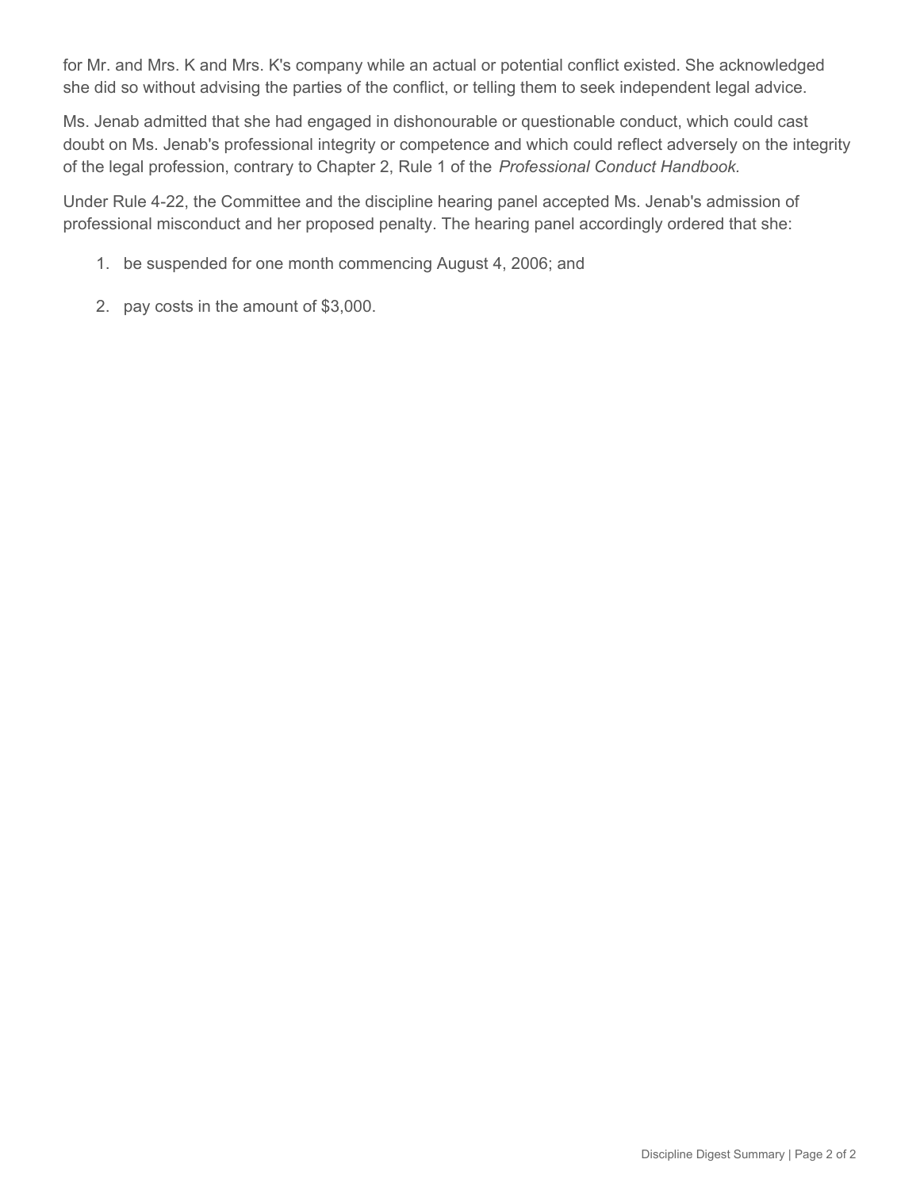for Mr. and Mrs. K and Mrs. K's company while an actual or potential conflict existed. She acknowledged she did so without advising the parties of the conflict, or telling them to seek independent legal advice.

Ms. Jenab admitted that she had engaged in dishonourable or questionable conduct, which could cast doubt on Ms. Jenab's professional integrity or competence and which could reflect adversely on the integrity of the legal profession, contrary to Chapter 2, Rule 1 of the *Professional Conduct Handbook.*

Under Rule 4-22, the Committee and the discipline hearing panel accepted Ms. Jenab's admission of professional misconduct and her proposed penalty. The hearing panel accordingly ordered that she:

1. be suspended for one month commencing August 4, 2006; and
2. pay costs in the amount of $3,000.